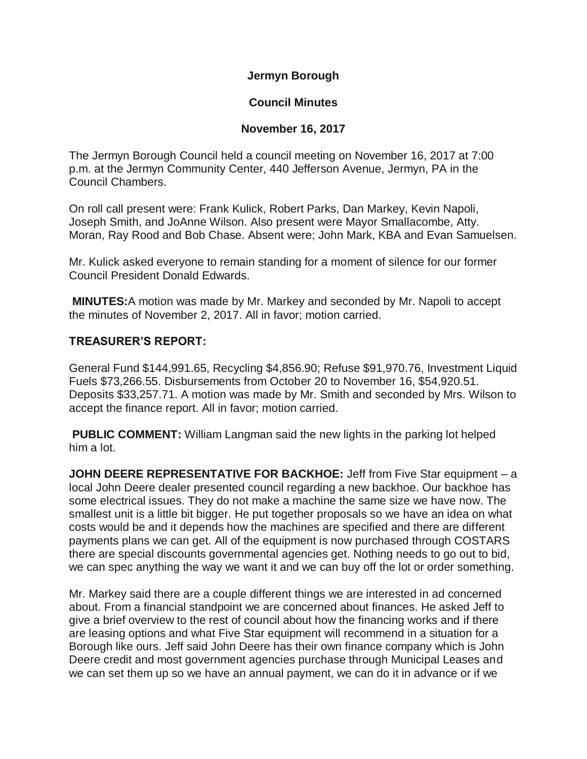**Jermyn Borough**

**Council Minutes**

**November 16, 2017**

The Jermyn Borough Council held a council meeting on November 16, 2017 at 7:00 p.m. at the Jermyn Community Center, 440 Jefferson Avenue, Jermyn, PA in the Council Chambers.

On roll call present were: Frank Kulick, Robert Parks, Dan Markey, Kevin Napoli, Joseph Smith, and JoAnne Wilson. Also present were Mayor Smallacombe, Atty. Moran, Ray Rood and Bob Chase. Absent were; John Mark, KBA and Evan Samuelsen.

Mr. Kulick asked everyone to remain standing for a moment of silence for our former Council President Donald Edwards.

**MINUTES:** A motion was made by Mr. Markey and seconded by Mr. Napoli to accept the minutes of November 2, 2017. All in favor; motion carried.

**TREASURER'S REPORT:**

General Fund $144,991.65, Recycling $4,856.90; Refuse $91,970.76, Investment Liquid Fuels $73,266.55. Disbursements from October 20 to November 16, $54,920.51. Deposits $33,257.71. A motion was made by Mr. Smith and seconded by Mrs. Wilson to accept the finance report. All in favor; motion carried.

**PUBLIC COMMENT:** William Langman said the new lights in the parking lot helped him a lot.

**JOHN DEERE REPRESENTATIVE FOR BACKHOE:** Jeff from Five Star equipment – a local John Deere dealer presented council regarding a new backhoe. Our backhoe has some electrical issues. They do not make a machine the same size we have now. The smallest unit is a little bit bigger. He put together proposals so we have an idea on what costs would be and it depends how the machines are specified and there are different payments plans we can get. All of the equipment is now purchased through COSTARS there are special discounts governmental agencies get. Nothing needs to go out to bid, we can spec anything the way we want it and we can buy off the lot or order something.

Mr. Markey said there are a couple different things we are interested in ad concerned about. From a financial standpoint we are concerned about finances. He asked Jeff to give a brief overview to the rest of council about how the financing works and if there are leasing options and what Five Star equipment will recommend in a situation for a Borough like ours. Jeff said John Deere has their own finance company which is John Deere credit and most government agencies purchase through Municipal Leases and we can set them up so we have an annual payment, we can do it in advance or if we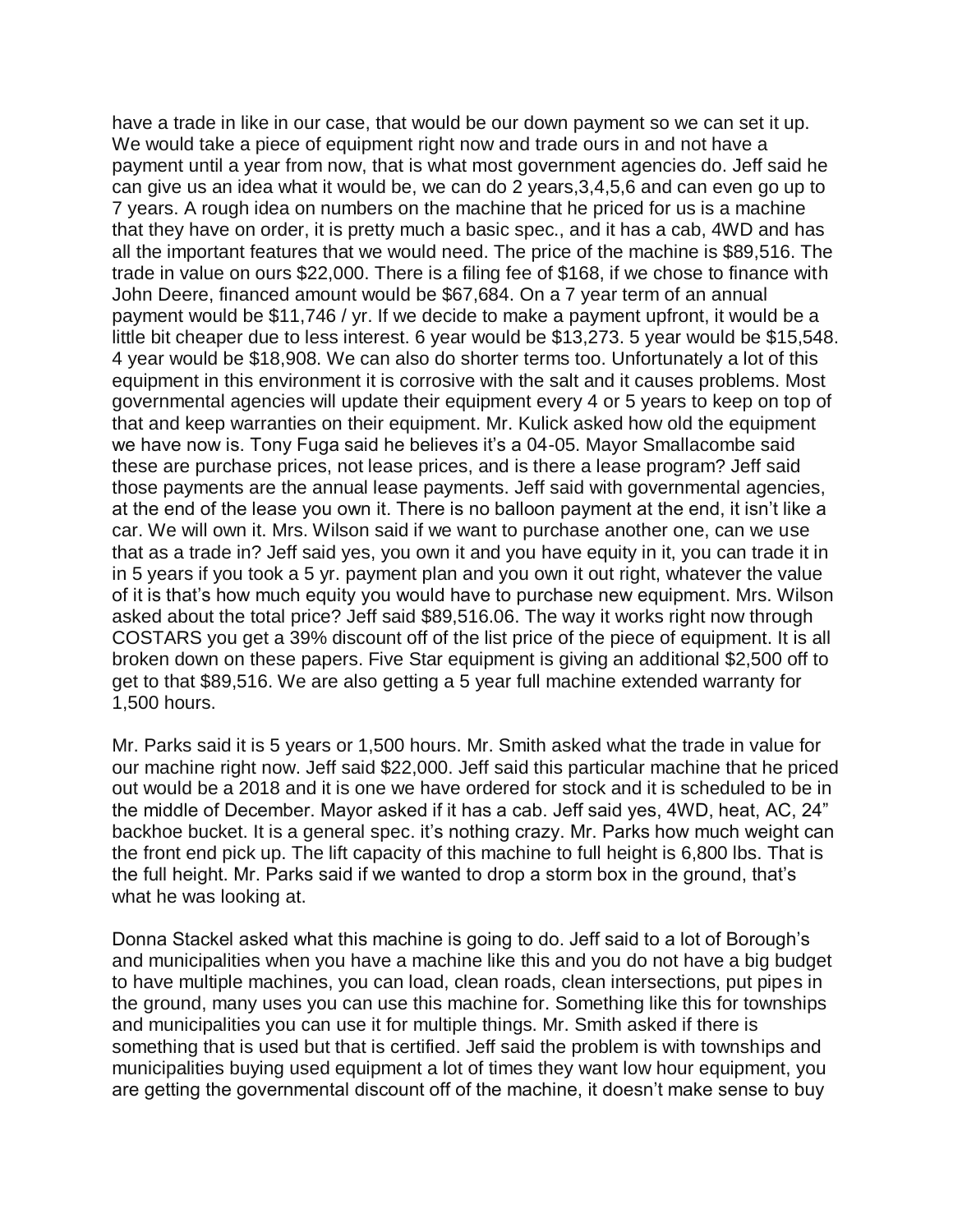have a trade in like in our case, that would be our down payment so we can set it up. We would take a piece of equipment right now and trade ours in and not have a payment until a year from now, that is what most government agencies do. Jeff said he can give us an idea what it would be, we can do 2 years,3,4,5,6 and can even go up to 7 years. A rough idea on numbers on the machine that he priced for us is a machine that they have on order, it is pretty much a basic spec., and it has a cab, 4WD and has all the important features that we would need. The price of the machine is $89,516. The trade in value on ours $22,000. There is a filing fee of $168, if we chose to finance with John Deere, financed amount would be $67,684. On a 7 year term of an annual payment would be $11,746 / yr. If we decide to make a payment upfront, it would be a little bit cheaper due to less interest. 6 year would be $13,273. 5 year would be $15,548. 4 year would be $18,908. We can also do shorter terms too. Unfortunately a lot of this equipment in this environment it is corrosive with the salt and it causes problems. Most governmental agencies will update their equipment every 4 or 5 years to keep on top of that and keep warranties on their equipment. Mr. Kulick asked how old the equipment we have now is. Tony Fuga said he believes it's a 04-05. Mayor Smallacombe said these are purchase prices, not lease prices, and is there a lease program? Jeff said those payments are the annual lease payments. Jeff said with governmental agencies, at the end of the lease you own it. There is no balloon payment at the end, it isn't like a car. We will own it. Mrs. Wilson said if we want to purchase another one, can we use that as a trade in? Jeff said yes, you own it and you have equity in it, you can trade it in in 5 years if you took a 5 yr. payment plan and you own it out right, whatever the value of it is that's how much equity you would have to purchase new equipment. Mrs. Wilson asked about the total price? Jeff said $89,516.06. The way it works right now through COSTARS you get a 39% discount off of the list price of the piece of equipment. It is all broken down on these papers. Five Star equipment is giving an additional $2,500 off to get to that $89,516. We are also getting a 5 year full machine extended warranty for 1,500 hours.

Mr. Parks said it is 5 years or 1,500 hours. Mr. Smith asked what the trade in value for our machine right now. Jeff said $22,000. Jeff said this particular machine that he priced out would be a 2018 and it is one we have ordered for stock and it is scheduled to be in the middle of December. Mayor asked if it has a cab. Jeff said yes, 4WD, heat, AC, 24" backhoe bucket. It is a general spec. it's nothing crazy. Mr. Parks how much weight can the front end pick up. The lift capacity of this machine to full height is 6,800 lbs. That is the full height. Mr. Parks said if we wanted to drop a storm box in the ground, that's what he was looking at.

Donna Stackel asked what this machine is going to do. Jeff said to a lot of Borough's and municipalities when you have a machine like this and you do not have a big budget to have multiple machines, you can load, clean roads, clean intersections, put pipes in the ground, many uses you can use this machine for. Something like this for townships and municipalities you can use it for multiple things. Mr. Smith asked if there is something that is used but that is certified. Jeff said the problem is with townships and municipalities buying used equipment a lot of times they want low hour equipment, you are getting the governmental discount off of the machine, it doesn't make sense to buy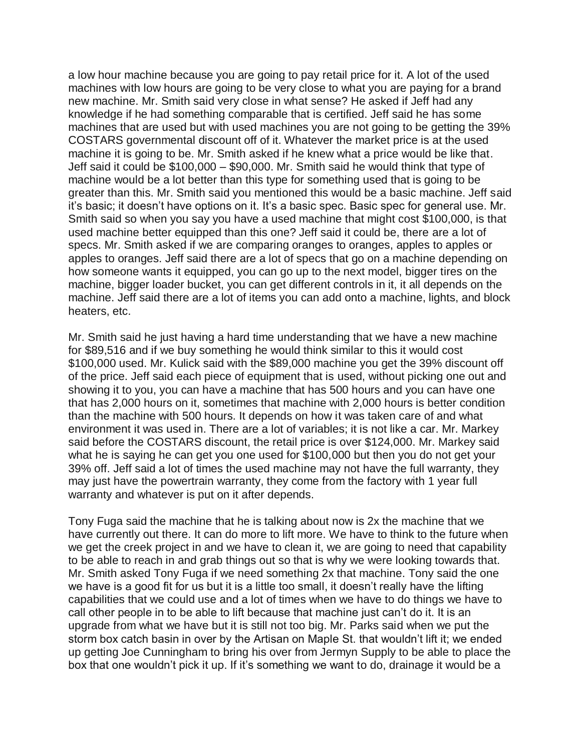a low hour machine because you are going to pay retail price for it. A lot of the used machines with low hours are going to be very close to what you are paying for a brand new machine. Mr. Smith said very close in what sense? He asked if Jeff had any knowledge if he had something comparable that is certified. Jeff said he has some machines that are used but with used machines you are not going to be getting the 39% COSTARS governmental discount off of it. Whatever the market price is at the used machine it is going to be. Mr. Smith asked if he knew what a price would be like that. Jeff said it could be $100,000 – $90,000. Mr. Smith said he would think that type of machine would be a lot better than this type for something used that is going to be greater than this. Mr. Smith said you mentioned this would be a basic machine. Jeff said it's basic; it doesn't have options on it. It's a basic spec. Basic spec for general use. Mr. Smith said so when you say you have a used machine that might cost $100,000, is that used machine better equipped than this one? Jeff said it could be, there are a lot of specs. Mr. Smith asked if we are comparing oranges to oranges, apples to apples or apples to oranges. Jeff said there are a lot of specs that go on a machine depending on how someone wants it equipped, you can go up to the next model, bigger tires on the machine, bigger loader bucket, you can get different controls in it, it all depends on the machine. Jeff said there are a lot of items you can add onto a machine, lights, and block heaters, etc.

Mr. Smith said he just having a hard time understanding that we have a new machine for $89,516 and if we buy something he would think similar to this it would cost $100,000 used. Mr. Kulick said with the $89,000 machine you get the 39% discount off of the price. Jeff said each piece of equipment that is used, without picking one out and showing it to you, you can have a machine that has 500 hours and you can have one that has 2,000 hours on it, sometimes that machine with 2,000 hours is better condition than the machine with 500 hours. It depends on how it was taken care of and what environment it was used in. There are a lot of variables; it is not like a car. Mr. Markey said before the COSTARS discount, the retail price is over $124,000. Mr. Markey said what he is saying he can get you one used for $100,000 but then you do not get your 39% off. Jeff said a lot of times the used machine may not have the full warranty, they may just have the powertrain warranty, they come from the factory with 1 year full warranty and whatever is put on it after depends.

Tony Fuga said the machine that he is talking about now is 2x the machine that we have currently out there. It can do more to lift more. We have to think to the future when we get the creek project in and we have to clean it, we are going to need that capability to be able to reach in and grab things out so that is why we were looking towards that. Mr. Smith asked Tony Fuga if we need something 2x that machine. Tony said the one we have is a good fit for us but it is a little too small, it doesn't really have the lifting capabilities that we could use and a lot of times when we have to do things we have to call other people in to be able to lift because that machine just can't do it. It is an upgrade from what we have but it is still not too big. Mr. Parks said when we put the storm box catch basin in over by the Artisan on Maple St. that wouldn't lift it; we ended up getting Joe Cunningham to bring his over from Jermyn Supply to be able to place the box that one wouldn't pick it up. If it's something we want to do, drainage it would be a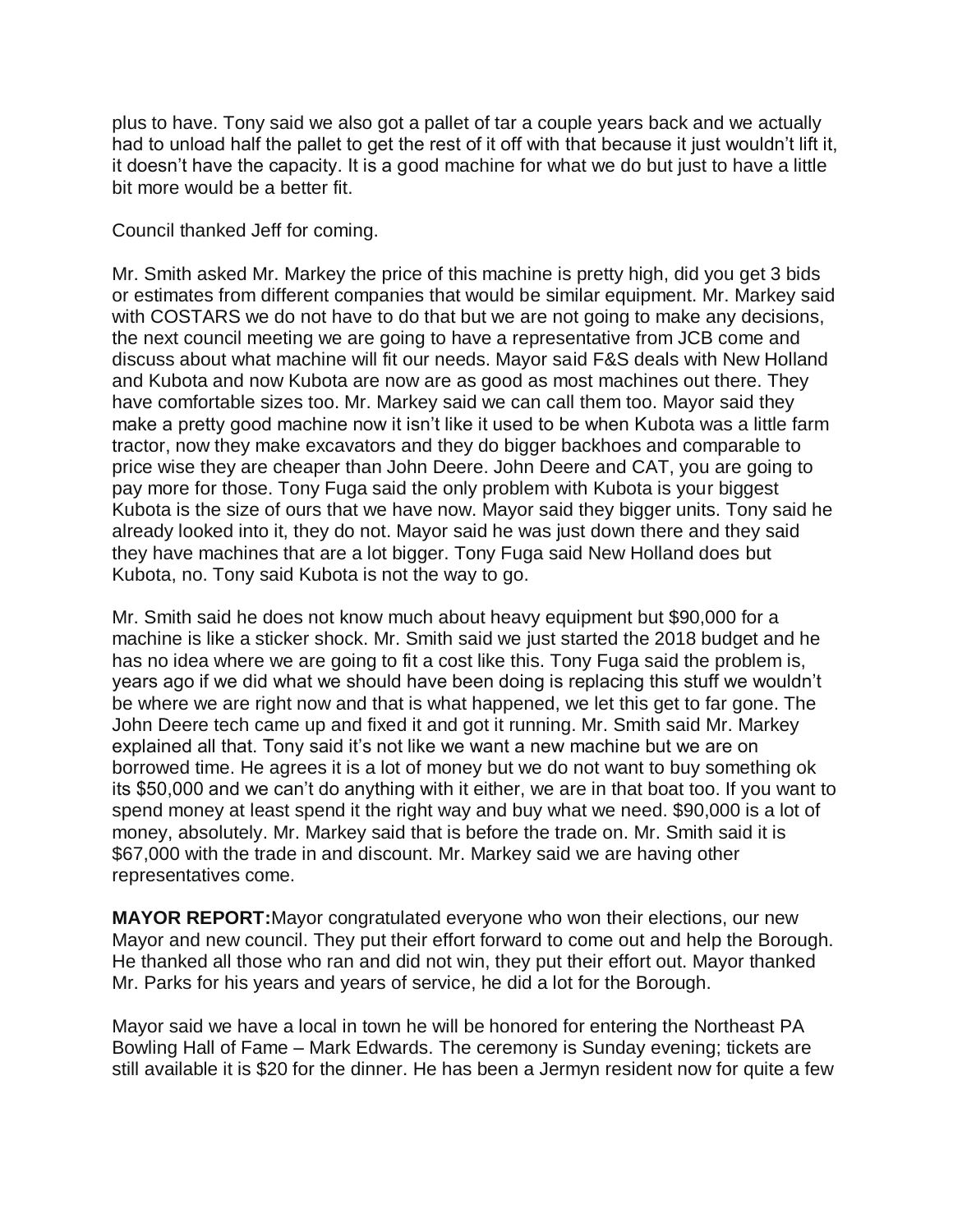plus to have. Tony said we also got a pallet of tar a couple years back and we actually had to unload half the pallet to get the rest of it off with that because it just wouldn't lift it, it doesn't have the capacity. It is a good machine for what we do but just to have a little bit more would be a better fit.

Council thanked Jeff for coming.

Mr. Smith asked Mr. Markey the price of this machine is pretty high, did you get 3 bids or estimates from different companies that would be similar equipment. Mr. Markey said with COSTARS we do not have to do that but we are not going to make any decisions, the next council meeting we are going to have a representative from JCB come and discuss about what machine will fit our needs. Mayor said F&S deals with New Holland and Kubota and now Kubota are now are as good as most machines out there. They have comfortable sizes too. Mr. Markey said we can call them too. Mayor said they make a pretty good machine now it isn't like it used to be when Kubota was a little farm tractor, now they make excavators and they do bigger backhoes and comparable to price wise they are cheaper than John Deere. John Deere and CAT, you are going to pay more for those. Tony Fuga said the only problem with Kubota is your biggest Kubota is the size of ours that we have now. Mayor said they bigger units. Tony said he already looked into it, they do not. Mayor said he was just down there and they said they have machines that are a lot bigger. Tony Fuga said New Holland does but Kubota, no. Tony said Kubota is not the way to go.

Mr. Smith said he does not know much about heavy equipment but $90,000 for a machine is like a sticker shock. Mr. Smith said we just started the 2018 budget and he has no idea where we are going to fit a cost like this. Tony Fuga said the problem is, years ago if we did what we should have been doing is replacing this stuff we wouldn't be where we are right now and that is what happened, we let this get to far gone. The John Deere tech came up and fixed it and got it running. Mr. Smith said Mr. Markey explained all that. Tony said it's not like we want a new machine but we are on borrowed time. He agrees it is a lot of money but we do not want to buy something ok its $50,000 and we can't do anything with it either, we are in that boat too. If you want to spend money at least spend it the right way and buy what we need. $90,000 is a lot of money, absolutely. Mr. Markey said that is before the trade on. Mr. Smith said it is $67,000 with the trade in and discount. Mr. Markey said we are having other representatives come.

**MAYOR REPORT:** Mayor congratulated everyone who won their elections, our new Mayor and new council. They put their effort forward to come out and help the Borough. He thanked all those who ran and did not win, they put their effort out. Mayor thanked Mr. Parks for his years and years of service, he did a lot for the Borough.

Mayor said we have a local in town he will be honored for entering the Northeast PA Bowling Hall of Fame – Mark Edwards. The ceremony is Sunday evening; tickets are still available it is $20 for the dinner. He has been a Jermyn resident now for quite a few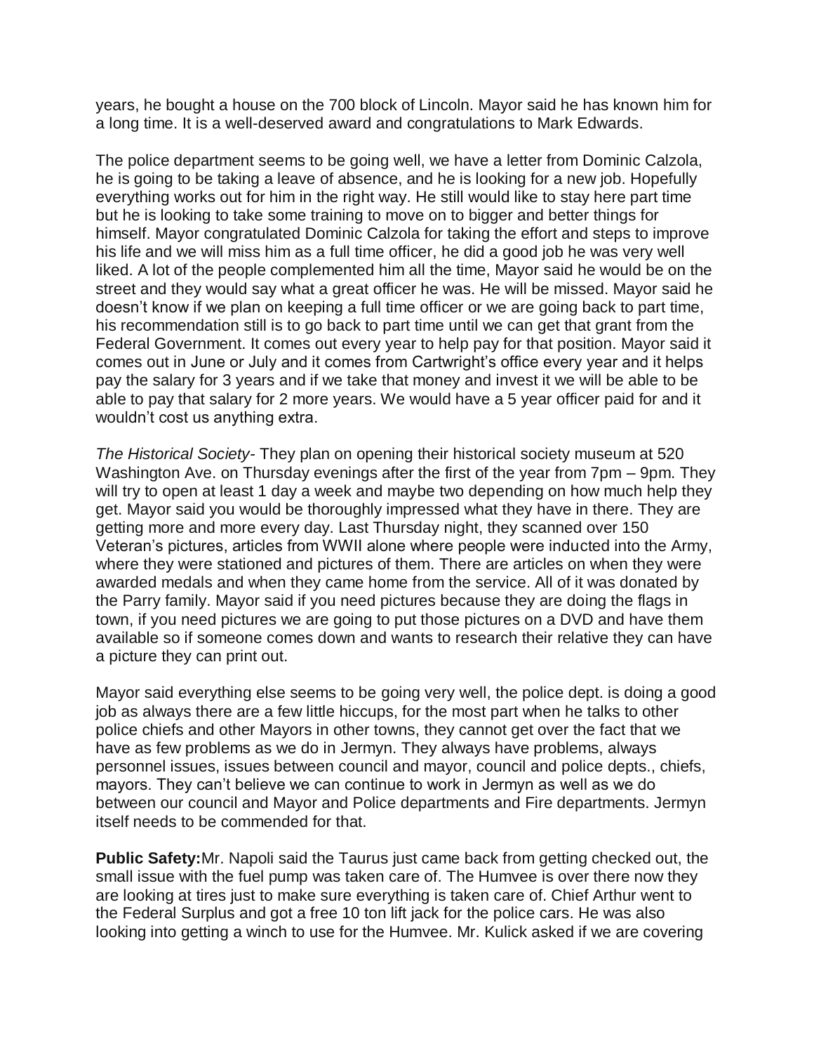years, he bought a house on the 700 block of Lincoln. Mayor said he has known him for a long time. It is a well-deserved award and congratulations to Mark Edwards.

The police department seems to be going well, we have a letter from Dominic Calzola, he is going to be taking a leave of absence, and he is looking for a new job. Hopefully everything works out for him in the right way. He still would like to stay here part time but he is looking to take some training to move on to bigger and better things for himself. Mayor congratulated Dominic Calzola for taking the effort and steps to improve his life and we will miss him as a full time officer, he did a good job he was very well liked. A lot of the people complemented him all the time, Mayor said he would be on the street and they would say what a great officer he was. He will be missed. Mayor said he doesn't know if we plan on keeping a full time officer or we are going back to part time, his recommendation still is to go back to part time until we can get that grant from the Federal Government. It comes out every year to help pay for that position. Mayor said it comes out in June or July and it comes from Cartwright's office every year and it helps pay the salary for 3 years and if we take that money and invest it we will be able to be able to pay that salary for 2 more years. We would have a 5 year officer paid for and it wouldn't cost us anything extra.

*The Historical Society*- They plan on opening their historical society museum at 520 Washington Ave. on Thursday evenings after the first of the year from 7pm – 9pm. They will try to open at least 1 day a week and maybe two depending on how much help they get. Mayor said you would be thoroughly impressed what they have in there. They are getting more and more every day. Last Thursday night, they scanned over 150 Veteran's pictures, articles from WWII alone where people were inducted into the Army, where they were stationed and pictures of them. There are articles on when they were awarded medals and when they came home from the service. All of it was donated by the Parry family. Mayor said if you need pictures because they are doing the flags in town, if you need pictures we are going to put those pictures on a DVD and have them available so if someone comes down and wants to research their relative they can have a picture they can print out.

Mayor said everything else seems to be going very well, the police dept. is doing a good job as always there are a few little hiccups, for the most part when he talks to other police chiefs and other Mayors in other towns, they cannot get over the fact that we have as few problems as we do in Jermyn. They always have problems, always personnel issues, issues between council and mayor, council and police depts., chiefs, mayors. They can't believe we can continue to work in Jermyn as well as we do between our council and Mayor and Police departments and Fire departments. Jermyn itself needs to be commended for that.

**Public Safety:** Mr. Napoli said the Taurus just came back from getting checked out, the small issue with the fuel pump was taken care of. The Humvee is over there now they are looking at tires just to make sure everything is taken care of. Chief Arthur went to the Federal Surplus and got a free 10 ton lift jack for the police cars. He was also looking into getting a winch to use for the Humvee. Mr. Kulick asked if we are covering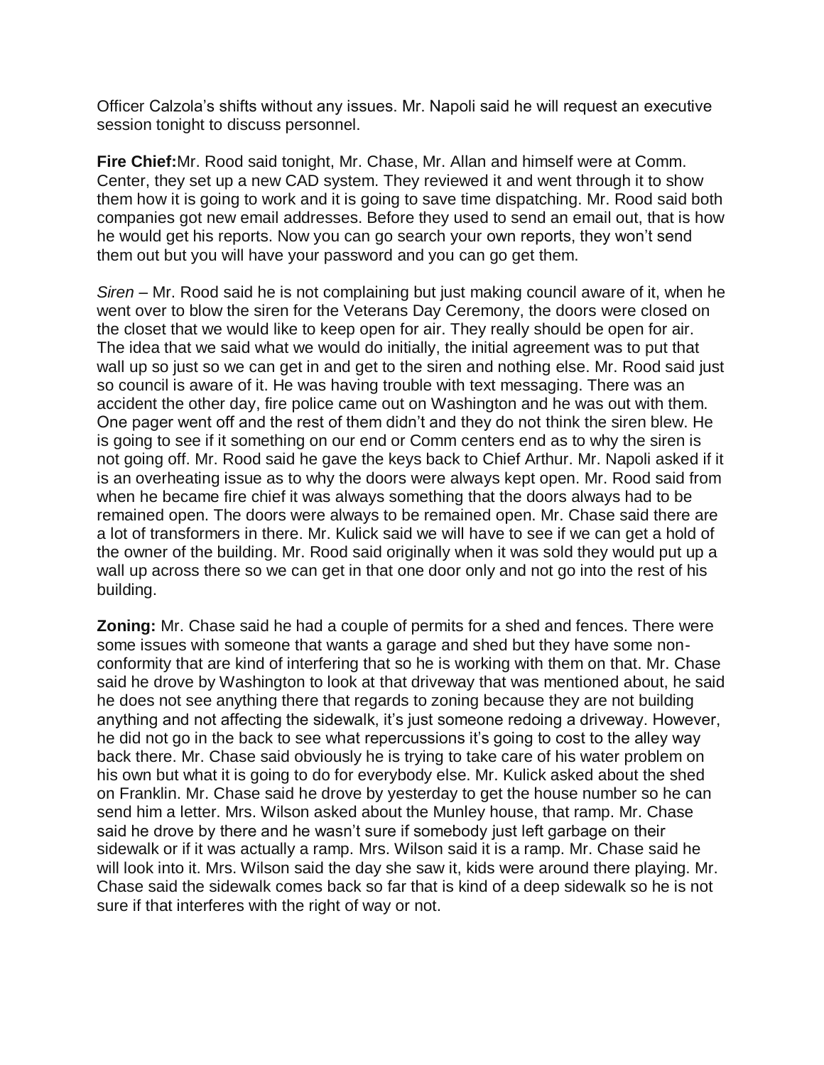Officer Calzola's shifts without any issues. Mr. Napoli said he will request an executive session tonight to discuss personnel.

**Fire Chief:**Mr. Rood said tonight, Mr. Chase, Mr. Allan and himself were at Comm. Center, they set up a new CAD system. They reviewed it and went through it to show them how it is going to work and it is going to save time dispatching. Mr. Rood said both companies got new email addresses. Before they used to send an email out, that is how he would get his reports. Now you can go search your own reports, they won't send them out but you will have your password and you can go get them.

*Siren* – Mr. Rood said he is not complaining but just making council aware of it, when he went over to blow the siren for the Veterans Day Ceremony, the doors were closed on the closet that we would like to keep open for air. They really should be open for air. The idea that we said what we would do initially, the initial agreement was to put that wall up so just so we can get in and get to the siren and nothing else. Mr. Rood said just so council is aware of it. He was having trouble with text messaging. There was an accident the other day, fire police came out on Washington and he was out with them. One pager went off and the rest of them didn't and they do not think the siren blew. He is going to see if it something on our end or Comm centers end as to why the siren is not going off. Mr. Rood said he gave the keys back to Chief Arthur. Mr. Napoli asked if it is an overheating issue as to why the doors were always kept open. Mr. Rood said from when he became fire chief it was always something that the doors always had to be remained open. The doors were always to be remained open. Mr. Chase said there are a lot of transformers in there. Mr. Kulick said we will have to see if we can get a hold of the owner of the building. Mr. Rood said originally when it was sold they would put up a wall up across there so we can get in that one door only and not go into the rest of his building.

**Zoning:** Mr. Chase said he had a couple of permits for a shed and fences. There were some issues with someone that wants a garage and shed but they have some non-conformity that are kind of interfering that so he is working with them on that. Mr. Chase said he drove by Washington to look at that driveway that was mentioned about, he said he does not see anything there that regards to zoning because they are not building anything and not affecting the sidewalk, it's just someone redoing a driveway. However, he did not go in the back to see what repercussions it's going to cost to the alley way back there. Mr. Chase said obviously he is trying to take care of his water problem on his own but what it is going to do for everybody else. Mr. Kulick asked about the shed on Franklin. Mr. Chase said he drove by yesterday to get the house number so he can send him a letter. Mrs. Wilson asked about the Munley house, that ramp. Mr. Chase said he drove by there and he wasn't sure if somebody just left garbage on their sidewalk or if it was actually a ramp. Mrs. Wilson said it is a ramp. Mr. Chase said he will look into it. Mrs. Wilson said the day she saw it, kids were around there playing. Mr. Chase said the sidewalk comes back so far that is kind of a deep sidewalk so he is not sure if that interferes with the right of way or not.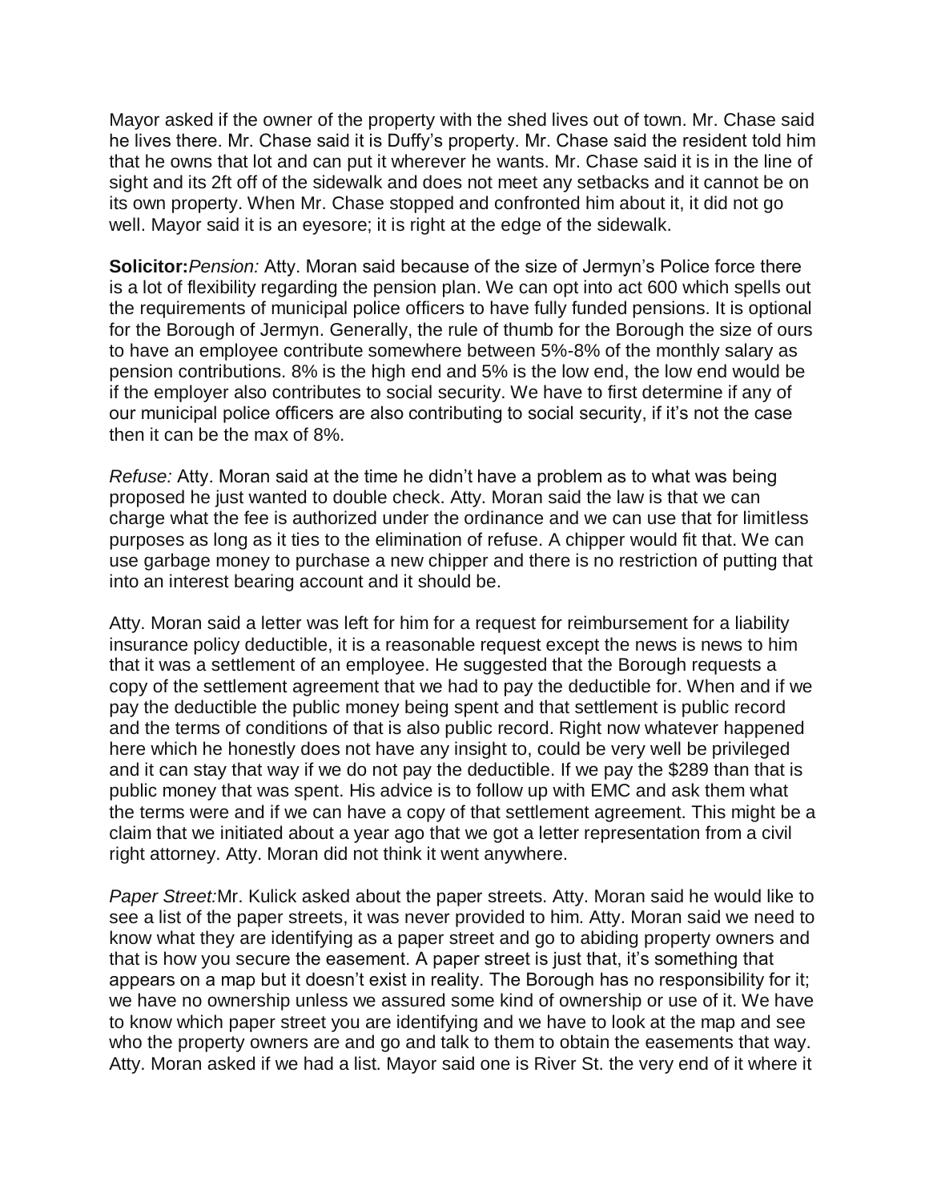Mayor asked if the owner of the property with the shed lives out of town. Mr. Chase said he lives there. Mr. Chase said it is Duffy's property. Mr. Chase said the resident told him that he owns that lot and can put it wherever he wants. Mr. Chase said it is in the line of sight and its 2ft off of the sidewalk and does not meet any setbacks and it cannot be on its own property. When Mr. Chase stopped and confronted him about it, it did not go well. Mayor said it is an eyesore; it is right at the edge of the sidewalk.

**Solicitor:** *Pension:* Atty. Moran said because of the size of Jermyn's Police force there is a lot of flexibility regarding the pension plan. We can opt into act 600 which spells out the requirements of municipal police officers to have fully funded pensions. It is optional for the Borough of Jermyn. Generally, the rule of thumb for the Borough the size of ours to have an employee contribute somewhere between 5%-8% of the monthly salary as pension contributions. 8% is the high end and 5% is the low end, the low end would be if the employer also contributes to social security. We have to first determine if any of our municipal police officers are also contributing to social security, if it's not the case then it can be the max of 8%.

*Refuse:* Atty. Moran said at the time he didn't have a problem as to what was being proposed he just wanted to double check. Atty. Moran said the law is that we can charge what the fee is authorized under the ordinance and we can use that for limitless purposes as long as it ties to the elimination of refuse. A chipper would fit that. We can use garbage money to purchase a new chipper and there is no restriction of putting that into an interest bearing account and it should be.

Atty. Moran said a letter was left for him for a request for reimbursement for a liability insurance policy deductible, it is a reasonable request except the news is news to him that it was a settlement of an employee. He suggested that the Borough requests a copy of the settlement agreement that we had to pay the deductible for. When and if we pay the deductible the public money being spent and that settlement is public record and the terms of conditions of that is also public record. Right now whatever happened here which he honestly does not have any insight to, could be very well be privileged and it can stay that way if we do not pay the deductible. If we pay the $289 than that is public money that was spent. His advice is to follow up with EMC and ask them what the terms were and if we can have a copy of that settlement agreement. This might be a claim that we initiated about a year ago that we got a letter representation from a civil right attorney. Atty. Moran did not think it went anywhere.

*Paper Street:* Mr. Kulick asked about the paper streets. Atty. Moran said he would like to see a list of the paper streets, it was never provided to him. Atty. Moran said we need to know what they are identifying as a paper street and go to abiding property owners and that is how you secure the easement. A paper street is just that, it's something that appears on a map but it doesn't exist in reality. The Borough has no responsibility for it; we have no ownership unless we assured some kind of ownership or use of it. We have to know which paper street you are identifying and we have to look at the map and see who the property owners are and go and talk to them to obtain the easements that way. Atty. Moran asked if we had a list. Mayor said one is River St. the very end of it where it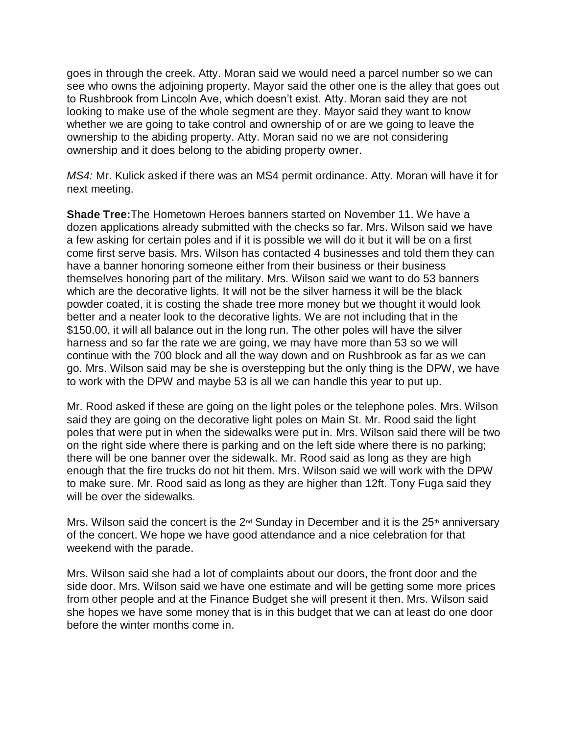goes in through the creek. Atty. Moran said we would need a parcel number so we can see who owns the adjoining property. Mayor said the other one is the alley that goes out to Rushbrook from Lincoln Ave, which doesn't exist. Atty. Moran said they are not looking to make use of the whole segment are they. Mayor said they want to know whether we are going to take control and ownership of or are we going to leave the ownership to the abiding property. Atty. Moran said no we are not considering ownership and it does belong to the abiding property owner.

*MS4:* Mr. Kulick asked if there was an MS4 permit ordinance. Atty. Moran will have it for next meeting.

**Shade Tree:**The Hometown Heroes banners started on November 11. We have a dozen applications already submitted with the checks so far. Mrs. Wilson said we have a few asking for certain poles and if it is possible we will do it but it will be on a first come first serve basis. Mrs. Wilson has contacted 4 businesses and told them they can have a banner honoring someone either from their business or their business themselves honoring part of the military. Mrs. Wilson said we want to do 53 banners which are the decorative lights. It will not be the silver harness it will be the black powder coated, it is costing the shade tree more money but we thought it would look better and a neater look to the decorative lights. We are not including that in the $150.00, it will all balance out in the long run. The other poles will have the silver harness and so far the rate we are going, we may have more than 53 so we will continue with the 700 block and all the way down and on Rushbrook as far as we can go. Mrs. Wilson said may be she is overstepping but the only thing is the DPW, we have to work with the DPW and maybe 53 is all we can handle this year to put up.

Mr. Rood asked if these are going on the light poles or the telephone poles. Mrs. Wilson said they are going on the decorative light poles on Main St. Mr. Rood said the light poles that were put in when the sidewalks were put in. Mrs. Wilson said there will be two on the right side where there is parking and on the left side where there is no parking; there will be one banner over the sidewalk. Mr. Rood said as long as they are high enough that the fire trucks do not hit them. Mrs. Wilson said we will work with the DPW to make sure. Mr. Rood said as long as they are higher than 12ft. Tony Fuga said they will be over the sidewalks.

Mrs. Wilson said the concert is the 2nd Sunday in December and it is the 25th anniversary of the concert. We hope we have good attendance and a nice celebration for that weekend with the parade.

Mrs. Wilson said she had a lot of complaints about our doors, the front door and the side door. Mrs. Wilson said we have one estimate and will be getting some more prices from other people and at the Finance Budget she will present it then. Mrs. Wilson said she hopes we have some money that is in this budget that we can at least do one door before the winter months come in.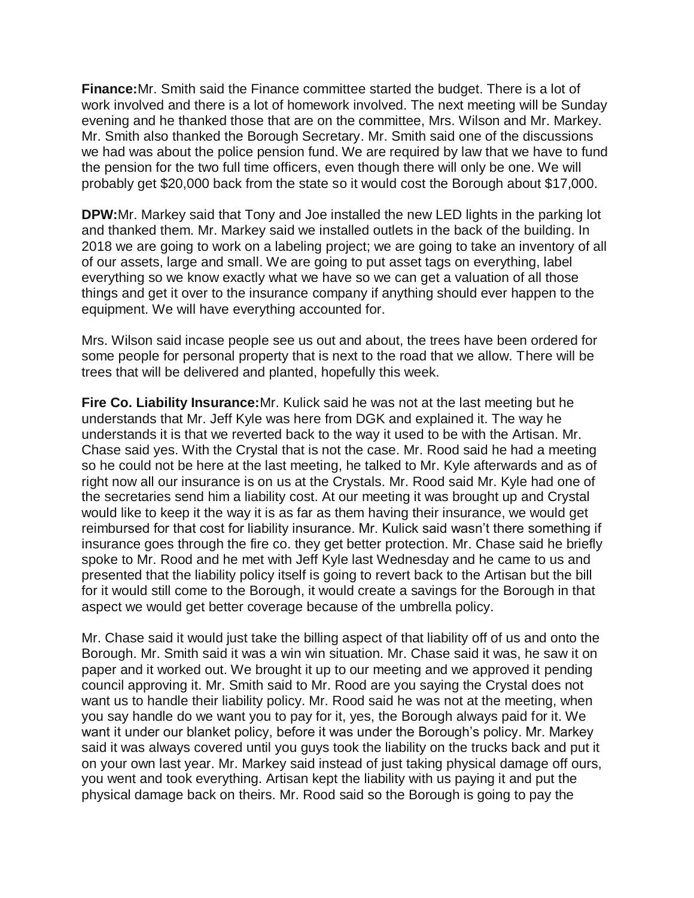**Finance:**Mr. Smith said the Finance committee started the budget. There is a lot of work involved and there is a lot of homework involved. The next meeting will be Sunday evening and he thanked those that are on the committee, Mrs. Wilson and Mr. Markey. Mr. Smith also thanked the Borough Secretary. Mr. Smith said one of the discussions we had was about the police pension fund. We are required by law that we have to fund the pension for the two full time officers, even though there will only be one. We will probably get $20,000 back from the state so it would cost the Borough about $17,000.

**DPW:**Mr. Markey said that Tony and Joe installed the new LED lights in the parking lot and thanked them. Mr. Markey said we installed outlets in the back of the building. In 2018 we are going to work on a labeling project; we are going to take an inventory of all of our assets, large and small. We are going to put asset tags on everything, label everything so we know exactly what we have so we can get a valuation of all those things and get it over to the insurance company if anything should ever happen to the equipment. We will have everything accounted for.

Mrs. Wilson said incase people see us out and about, the trees have been ordered for some people for personal property that is next to the road that we allow. There will be trees that will be delivered and planted, hopefully this week.

**Fire Co. Liability Insurance:**Mr. Kulick said he was not at the last meeting but he understands that Mr. Jeff Kyle was here from DGK and explained it. The way he understands it is that we reverted back to the way it used to be with the Artisan. Mr. Chase said yes. With the Crystal that is not the case. Mr. Rood said he had a meeting so he could not be here at the last meeting, he talked to Mr. Kyle afterwards and as of right now all our insurance is on us at the Crystals. Mr. Rood said Mr. Kyle had one of the secretaries send him a liability cost. At our meeting it was brought up and Crystal would like to keep it the way it is as far as them having their insurance, we would get reimbursed for that cost for liability insurance. Mr. Kulick said wasn't there something if insurance goes through the fire co. they get better protection. Mr. Chase said he briefly spoke to Mr. Rood and he met with Jeff Kyle last Wednesday and he came to us and presented that the liability policy itself is going to revert back to the Artisan but the bill for it would still come to the Borough, it would create a savings for the Borough in that aspect we would get better coverage because of the umbrella policy.

Mr. Chase said it would just take the billing aspect of that liability off of us and onto the Borough. Mr. Smith said it was a win win situation. Mr. Chase said it was, he saw it on paper and it worked out. We brought it up to our meeting and we approved it pending council approving it. Mr. Smith said to Mr. Rood are you saying the Crystal does not want us to handle their liability policy. Mr. Rood said he was not at the meeting, when you say handle do we want you to pay for it, yes, the Borough always paid for it. We want it under our blanket policy, before it was under the Borough's policy. Mr. Markey said it was always covered until you guys took the liability on the trucks back and put it on your own last year. Mr. Markey said instead of just taking physical damage off ours, you went and took everything. Artisan kept the liability with us paying it and put the physical damage back on theirs. Mr. Rood said so the Borough is going to pay the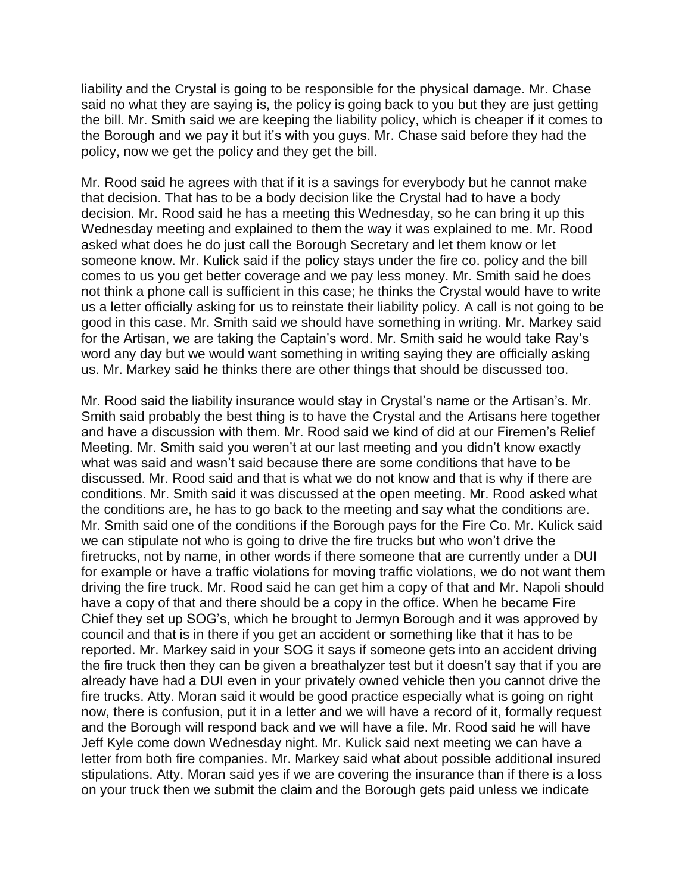liability and the Crystal is going to be responsible for the physical damage. Mr. Chase said no what they are saying is, the policy is going back to you but they are just getting the bill. Mr. Smith said we are keeping the liability policy, which is cheaper if it comes to the Borough and we pay it but it's with you guys. Mr. Chase said before they had the policy, now we get the policy and they get the bill.

Mr. Rood said he agrees with that if it is a savings for everybody but he cannot make that decision. That has to be a body decision like the Crystal had to have a body decision. Mr. Rood said he has a meeting this Wednesday, so he can bring it up this Wednesday meeting and explained to them the way it was explained to me. Mr. Rood asked what does he do just call the Borough Secretary and let them know or let someone know. Mr. Kulick said if the policy stays under the fire co. policy and the bill comes to us you get better coverage and we pay less money. Mr. Smith said he does not think a phone call is sufficient in this case; he thinks the Crystal would have to write us a letter officially asking for us to reinstate their liability policy. A call is not going to be good in this case. Mr. Smith said we should have something in writing. Mr. Markey said for the Artisan, we are taking the Captain's word. Mr. Smith said he would take Ray's word any day but we would want something in writing saying they are officially asking us. Mr. Markey said he thinks there are other things that should be discussed too.

Mr. Rood said the liability insurance would stay in Crystal's name or the Artisan's. Mr. Smith said probably the best thing is to have the Crystal and the Artisans here together and have a discussion with them. Mr. Rood said we kind of did at our Firemen's Relief Meeting. Mr. Smith said you weren't at our last meeting and you didn't know exactly what was said and wasn't said because there are some conditions that have to be discussed. Mr. Rood said and that is what we do not know and that is why if there are conditions. Mr. Smith said it was discussed at the open meeting. Mr. Rood asked what the conditions are, he has to go back to the meeting and say what the conditions are. Mr. Smith said one of the conditions if the Borough pays for the Fire Co. Mr. Kulick said we can stipulate not who is going to drive the fire trucks but who won't drive the firetrucks, not by name, in other words if there someone that are currently under a DUI for example or have a traffic violations for moving traffic violations, we do not want them driving the fire truck. Mr. Rood said he can get him a copy of that and Mr. Napoli should have a copy of that and there should be a copy in the office. When he became Fire Chief they set up SOG's, which he brought to Jermyn Borough and it was approved by council and that is in there if you get an accident or something like that it has to be reported. Mr. Markey said in your SOG it says if someone gets into an accident driving the fire truck then they can be given a breathalyzer test but it doesn't say that if you are already have had a DUI even in your privately owned vehicle then you cannot drive the fire trucks. Atty. Moran said it would be good practice especially what is going on right now, there is confusion, put it in a letter and we will have a record of it, formally request and the Borough will respond back and we will have a file. Mr. Rood said he will have Jeff Kyle come down Wednesday night. Mr. Kulick said next meeting we can have a letter from both fire companies. Mr. Markey said what about possible additional insured stipulations. Atty. Moran said yes if we are covering the insurance than if there is a loss on your truck then we submit the claim and the Borough gets paid unless we indicate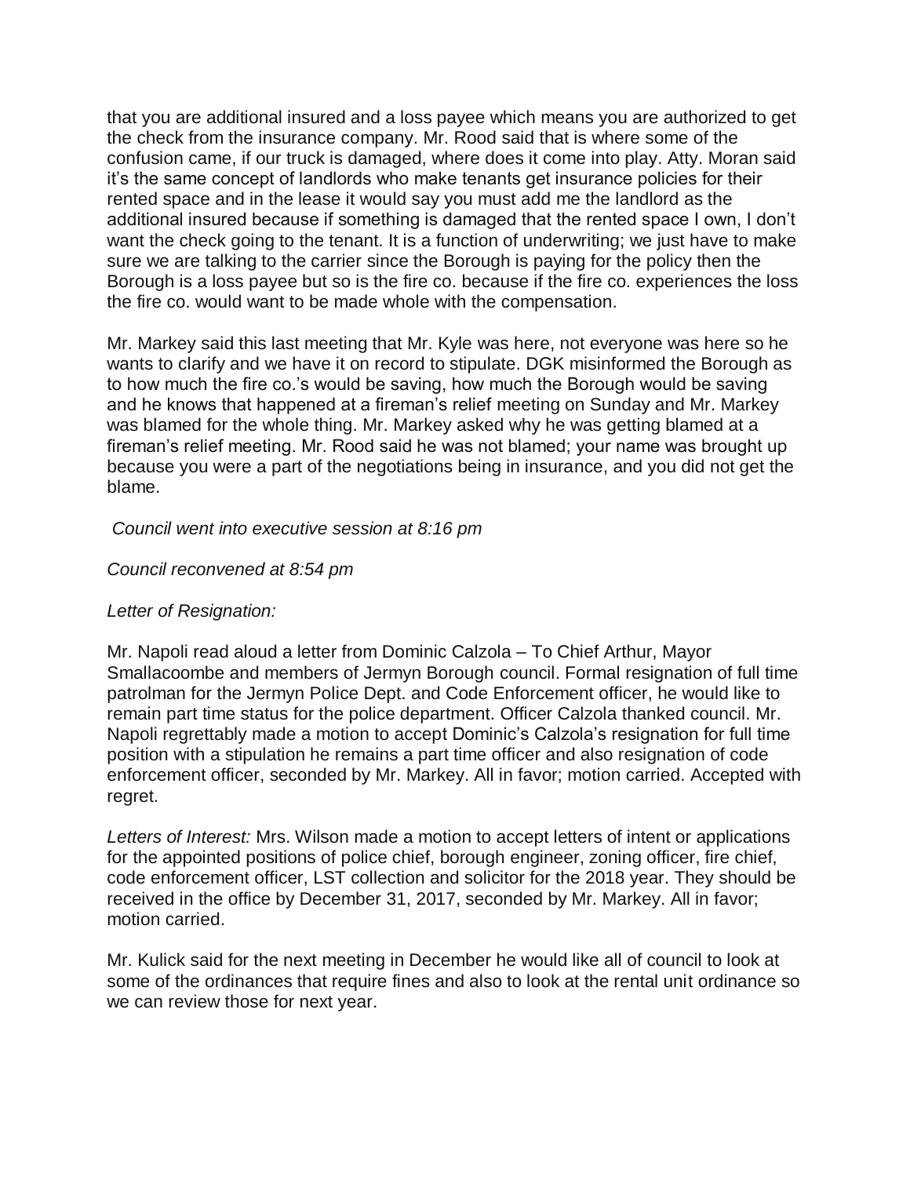that you are additional insured and a loss payee which means you are authorized to get the check from the insurance company. Mr. Rood said that is where some of the confusion came, if our truck is damaged, where does it come into play. Atty. Moran said it's the same concept of landlords who make tenants get insurance policies for their rented space and in the lease it would say you must add me the landlord as the additional insured because if something is damaged that the rented space I own, I don't want the check going to the tenant. It is a function of underwriting; we just have to make sure we are talking to the carrier since the Borough is paying for the policy then the Borough is a loss payee but so is the fire co. because if the fire co. experiences the loss the fire co. would want to be made whole with the compensation.

Mr. Markey said this last meeting that Mr. Kyle was here, not everyone was here so he wants to clarify and we have it on record to stipulate. DGK misinformed the Borough as to how much the fire co.'s would be saving, how much the Borough would be saving and he knows that happened at a fireman's relief meeting on Sunday and Mr. Markey was blamed for the whole thing. Mr. Markey asked why he was getting blamed at a fireman's relief meeting. Mr. Rood said he was not blamed; your name was brought up because you were a part of the negotiations being in insurance, and you did not get the blame.

*Council went into executive session at 8:16 pm*

*Council reconvened at 8:54 pm*

*Letter of Resignation:*

Mr. Napoli read aloud a letter from Dominic Calzola – To Chief Arthur, Mayor Smallacoombe and members of Jermyn Borough council. Formal resignation of full time patrolman for the Jermyn Police Dept. and Code Enforcement officer, he would like to remain part time status for the police department. Officer Calzola thanked council. Mr. Napoli regrettably made a motion to accept Dominic's Calzola's resignation for full time position with a stipulation he remains a part time officer and also resignation of code enforcement officer, seconded by Mr. Markey. All in favor; motion carried. Accepted with regret.

*Letters of Interest:* Mrs. Wilson made a motion to accept letters of intent or applications for the appointed positions of police chief, borough engineer, zoning officer, fire chief, code enforcement officer, LST collection and solicitor for the 2018 year. They should be received in the office by December 31, 2017, seconded by Mr. Markey. All in favor; motion carried.

Mr. Kulick said for the next meeting in December he would like all of council to look at some of the ordinances that require fines and also to look at the rental unit ordinance so we can review those for next year.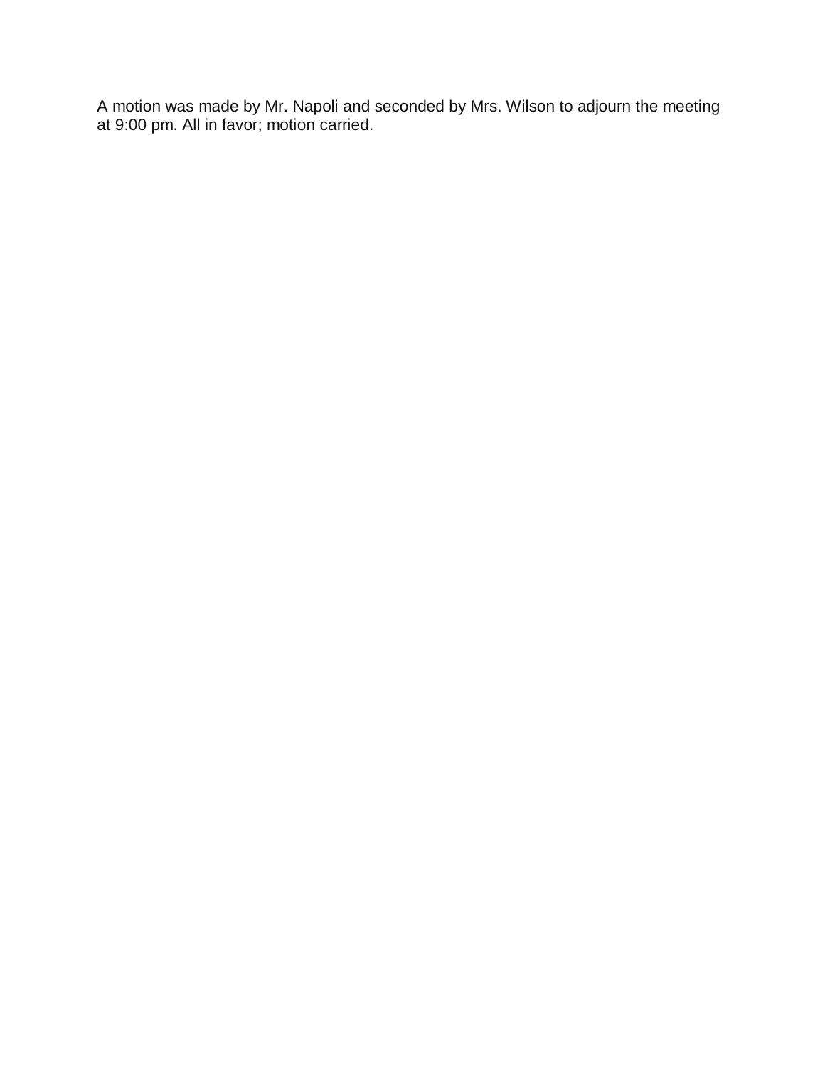A motion was made by Mr. Napoli and seconded by Mrs. Wilson to adjourn the meeting at 9:00 pm. All in favor; motion carried.